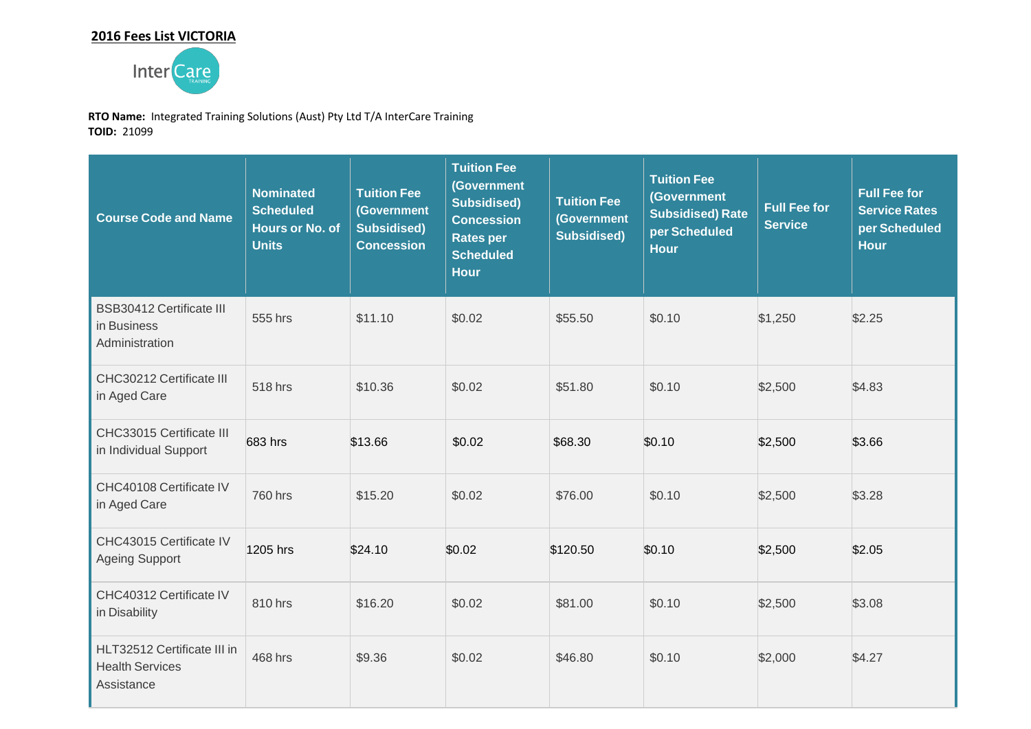**2016 Fees List VICTORIA**

InterCare TRAINING

**RTO Name:** Integrated Training Solutions (Aust) Pty Ltd T/A InterCare Training
**TOID:** 21099

| Course Code and Name | Nominated Scheduled Hours or No. of Units | Tuition Fee (Government Subsidised) Concession | Tuition Fee (Government Subsidised) Concession Rates per Scheduled Hour | Tuition Fee (Government Subsidised) | Tuition Fee (Government Subsidised) Rate per Scheduled Hour | Full Fee for Service | Full Fee for Service Rates per Scheduled Hour |
|---|---|---|---|---|---|---|---|
| BSB30412 Certificate III in Business Administration | 555 hrs | $11.10 | $0.02 | $55.50 | $0.10 | $1,250 | $2.25 |
| CHC30212 Certificate III in Aged Care | 518 hrs | $10.36 | $0.02 | $51.80 | $0.10 | $2,500 | $4.83 |
| CHC33015 Certificate III in Individual Support | 683 hrs | $13.66 | $0.02 | $68.30 | $0.10 | $2,500 | $3.66 |
| CHC40108 Certificate IV in Aged Care | 760 hrs | $15.20 | $0.02 | $76.00 | $0.10 | $2,500 | $3.28 |
| CHC43015 Certificate IV Ageing Support | 1205 hrs | $24.10 | $0.02 | $120.50 | $0.10 | $2,500 | $2.05 |
| CHC40312 Certificate IV in Disability | 810 hrs | $16.20 | $0.02 | $81.00 | $0.10 | $2,500 | $3.08 |
| HLT32512 Certificate III in Health Services Assistance | 468 hrs | $9.36 | $0.02 | $46.80 | $0.10 | $2,000 | $4.27 |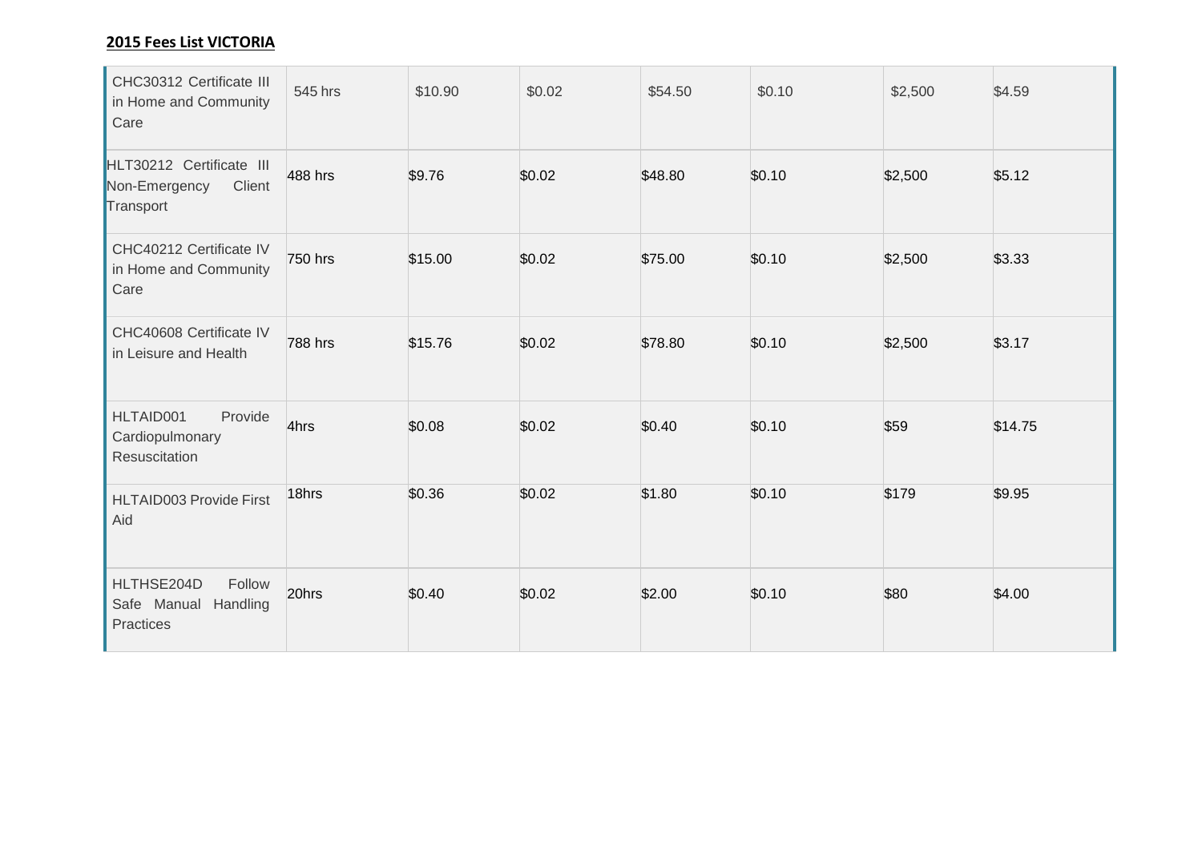**2015 Fees List VICTORIA**

| | | | | | | | |
|---|---|---|---|---|---|---|---|
| CHC30312 Certificate III in Home and Community Care | 545 hrs | $10.90 | $0.02 | $54.50 | $0.10 | $2,500 | $4.59 |
| HLT30212 Certificate III Non-Emergency Client Transport | 488 hrs | $9.76 | $0.02 | $48.80 | $0.10 | $2,500 | $5.12 |
| CHC40212 Certificate IV in Home and Community Care | 750 hrs | $15.00 | $0.02 | $75.00 | $0.10 | $2,500 | $3.33 |
| CHC40608 Certificate IV in Leisure and Health | 788 hrs | $15.76 | $0.02 | $78.80 | $0.10 | $2,500 | $3.17 |
| HLTAID001 Provide Cardiopulmonary Resuscitation | 4hrs | $0.08 | $0.02 | $0.40 | $0.10 | $59 | $14.75 |
| HLTAID003 Provide First Aid | 18hrs | $0.36 | $0.02 | $1.80 | $0.10 | $179 | $9.95 |
| HLTHSE204D Follow Safe Manual Handling Practices | 20hrs | $0.40 | $0.02 | $2.00 | $0.10 | $80 | $4.00 |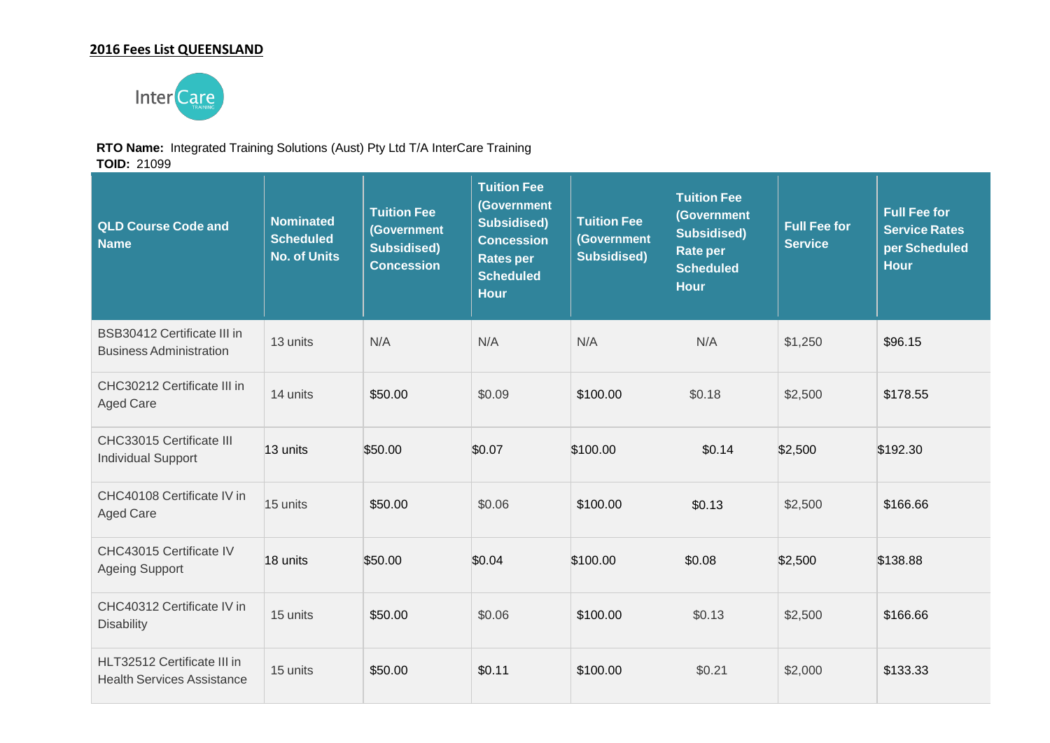**2016 Fees List QUEENSLAND**

InterCare

**RTO Name:** Integrated Training Solutions (Aust) Pty Ltd T/A InterCare Training
**TOID:** 21099

| QLD Course Code and Name | Nominated Scheduled No. of Units | Tuition Fee (Government Subsidised) Concession | Tuition Fee (Government Subsidised) Concession Rates per Scheduled Hour | Tuition Fee (Government Subsidised) | Tuition Fee (Government Subsidised) Rate per Scheduled Hour | Full Fee for Service | Full Fee for Service Rates per Scheduled Hour |
|---|---|---|---|---|---|---|---|
| BSB30412 Certificate III in Business Administration | 13 units | N/A | N/A | N/A | N/A | $1,250 | $96.15 |
| CHC30212 Certificate III in Aged Care | 14 units | $50.00 | $0.09 | $100.00 | $0.18 | $2,500 | $178.55 |
| CHC33015 Certificate III Individual Support | 13 units | $50.00 | $0.07 | $100.00 | $0.14 | $2,500 | $192.30 |
| CHC40108 Certificate IV in Aged Care | 15 units | $50.00 | $0.06 | $100.00 | $0.13 | $2,500 | $166.66 |
| CHC43015 Certificate IV Ageing Support | 18 units | $50.00 | $0.04 | $100.00 | $0.08 | $2,500 | $138.88 |
| CHC40312 Certificate IV in Disability | 15 units | $50.00 | $0.06 | $100.00 | $0.13 | $2,500 | $166.66 |
| HLT32512 Certificate III in Health Services Assistance | 15 units | $50.00 | $0.11 | $100.00 | $0.21 | $2,000 | $133.33 |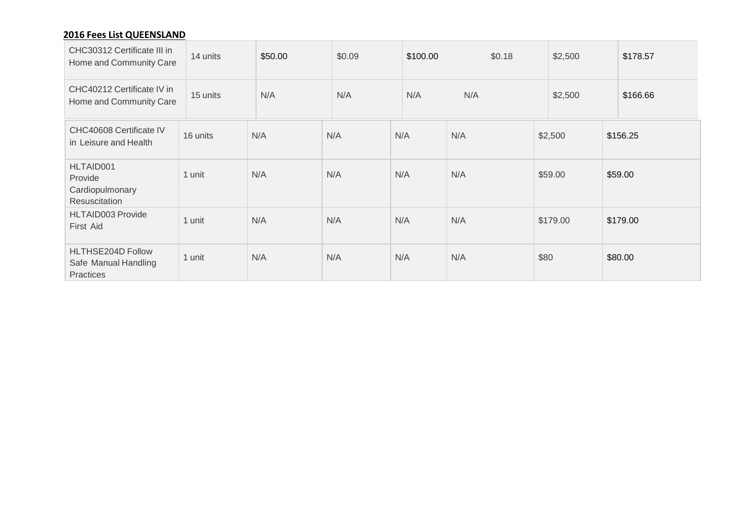**2016 Fees List QUEENSLAND**

| | | | | | | | |
|---|---|---|---|---|---|---|---|
| CHC30312 Certificate III in Home and Community Care | 14 units | $50.00 | $0.09 | $100.00 | $0.18 | $2,500 | $178.57 |
| CHC40212 Certificate IV in Home and Community Care | 15 units | N/A | N/A | N/A | N/A | $2,500 | $166.66 |
| CHC40608 Certificate IV in Leisure and Health | 16 units | N/A | N/A | N/A | N/A | $2,500 | $156.25 |
| HLTAID001 Provide Cardiopulmonary Resuscitation | 1 unit | N/A | N/A | N/A | N/A | $59.00 | $59.00 |
| HLTAID003 Provide First Aid | 1 unit | N/A | N/A | N/A | N/A | $179.00 | $179.00 |
| HLTHSE204D Follow Safe Manual Handling Practices | 1 unit | N/A | N/A | N/A | N/A | $80 | $80.00 |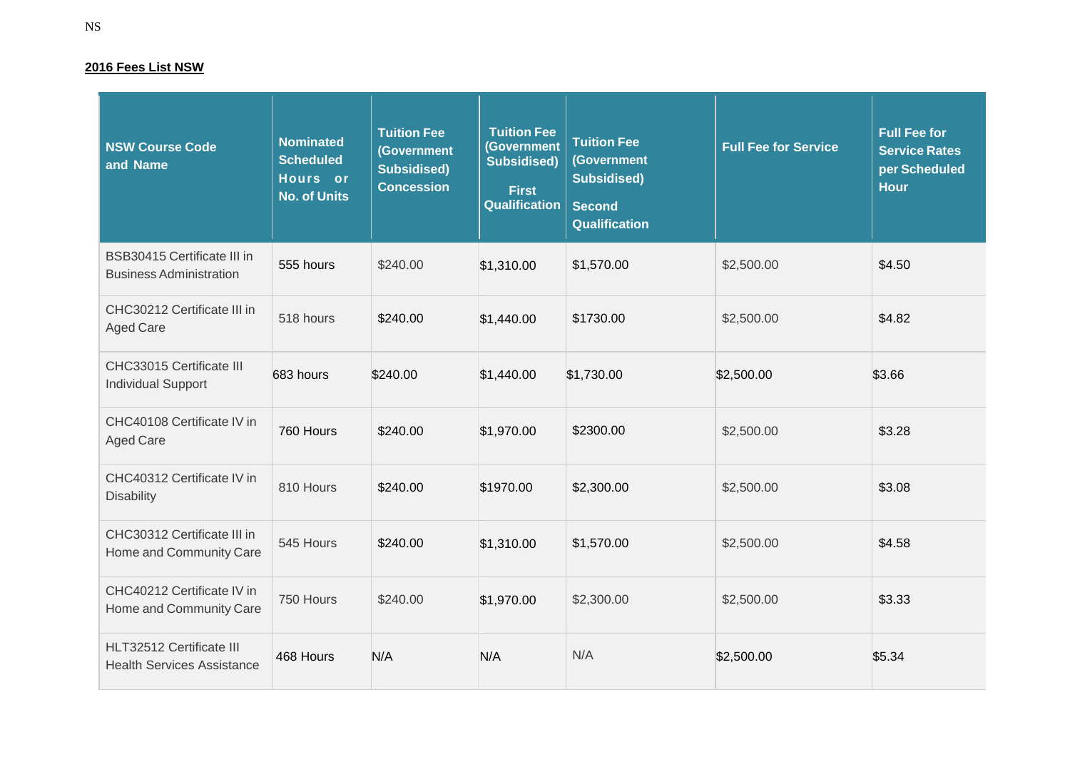## 2016 Fees List NSW

| NSW Course Code and Name | Nominated Scheduled Hours or No. of Units | Tuition Fee (Government Subsidised) Concession | Tuition Fee (Government Subsidised) First Qualification | Tuition Fee (Government Subsidised) Second Qualification | Full Fee for Service | Full Fee for Service Rates per Scheduled Hour |
|---|---|---|---|---|---|---|
| BSB30415 Certificate III in Business Administration | 555 hours | $240.00 | $1,310.00 | $1,570.00 | $2,500.00 | $4.50 |
| CHC30212 Certificate III in Aged Care | 518 hours | $240.00 | $1,440.00 | $1730.00 | $2,500.00 | $4.82 |
| CHC33015 Certificate III Individual Support | 683 hours | $240.00 | $1,440.00 | $1,730.00 | $2,500.00 | $3.66 |
| CHC40108 Certificate IV in Aged Care | 760 Hours | $240.00 | $1,970.00 | $2300.00 | $2,500.00 | $3.28 |
| CHC40312 Certificate IV in Disability | 810 Hours | $240.00 | $1970.00 | $2,300.00 | $2,500.00 | $3.08 |
| CHC30312 Certificate III in Home and Community Care | 545 Hours | $240.00 | $1,310.00 | $1,570.00 | $2,500.00 | $4.58 |
| CHC40212 Certificate IV in Home and Community Care | 750 Hours | $240.00 | $1,970.00 | $2,300.00 | $2,500.00 | $3.33 |
| HLT32512 Certificate III Health Services Assistance | 468 Hours | N/A | N/A | N/A | $2,500.00 | $5.34 |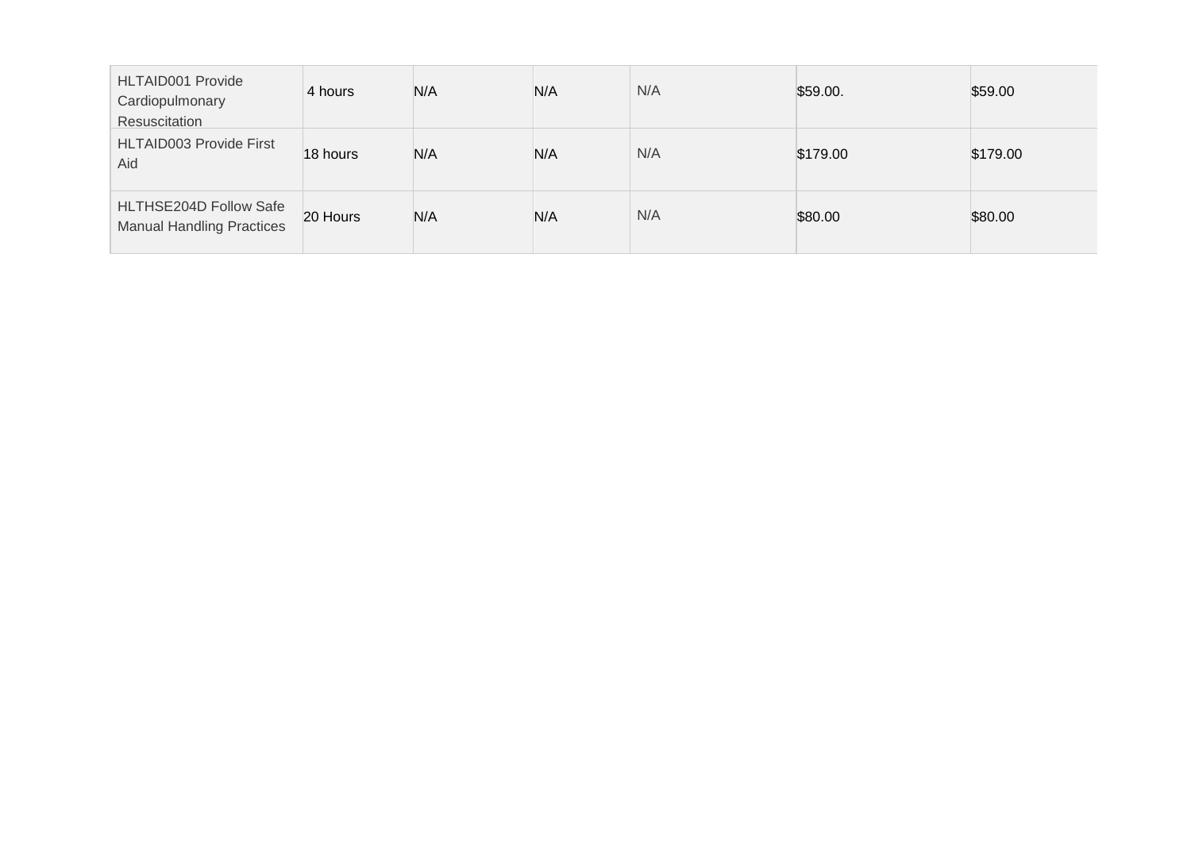| | | | | | | |
|---|---|---|---|---|---|---|
| HLTAID001 Provide Cardiopulmonary Resuscitation | 4 hours | N/A | N/A | N/A | $59.00. | $59.00 |
| HLTAID003 Provide First Aid | 18 hours | N/A | N/A | N/A | $179.00 | $179.00 |
| HLTHSE204D Follow Safe Manual Handling Practices | 20 Hours | N/A | N/A | N/A | $80.00 | $80.00 |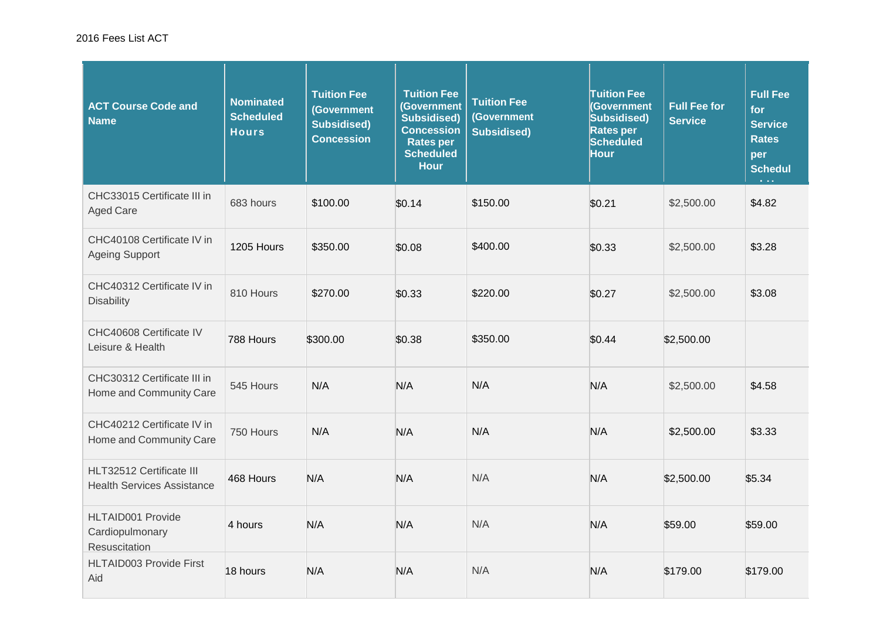2016 Fees List ACT

| ACT Course Code and Name | Nominated Scheduled Hours | Tuition Fee (Government Subsidised) Concession | Tuition Fee (Government Subsidised) Concession Rates per Scheduled Hour | Tuition Fee (Government Subsidised) | Tuition Fee (Government Subsidised) Rates per Scheduled Hour | Full Fee for Service | Full Fee for Service Rates per Schedul... |
|---|---|---|---|---|---|---|---|
| CHC33015 Certificate III in Aged Care | 683 hours | $100.00 | $0.14 | $150.00 | $0.21 | $2,500.00 | $4.82 |
| CHC40108 Certificate IV in Ageing Support | 1205 Hours | $350.00 | $0.08 | $400.00 | $0.33 | $2,500.00 | $3.28 |
| CHC40312 Certificate IV in Disability | 810 Hours | $270.00 | $0.33 | $220.00 | $0.27 | $2,500.00 | $3.08 |
| CHC40608 Certificate IV Leisure & Health | 788 Hours | $300.00 | $0.38 | $350.00 | $0.44 | $2,500.00 | |
| CHC30312 Certificate III in Home and Community Care | 545 Hours | N/A | N/A | N/A | N/A | $2,500.00 | $4.58 |
| CHC40212 Certificate IV in Home and Community Care | 750 Hours | N/A | N/A | N/A | N/A | $2,500.00 | $3.33 |
| HLT32512 Certificate III Health Services Assistance | 468 Hours | N/A | N/A | N/A | N/A | $2,500.00 | $5.34 |
| HLTAID001 Provide Cardiopulmonary Resuscitation | 4 hours | N/A | N/A | N/A | N/A | $59.00 | $59.00 |
| HLTAID003 Provide First Aid | 18 hours | N/A | N/A | N/A | N/A | $179.00 | $179.00 |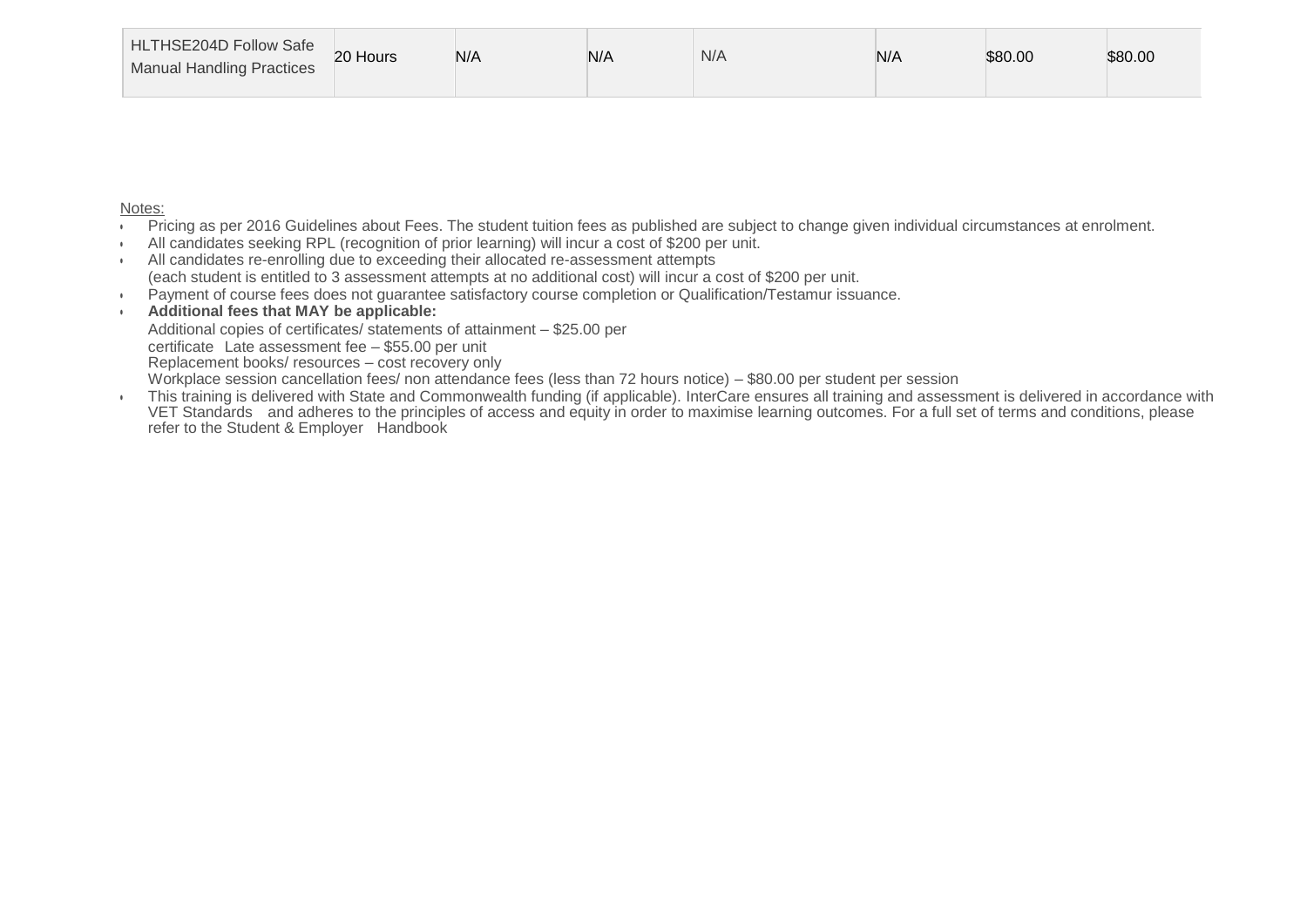| | | | | | | | |
|---|---|---|---|---|---|---|---|
| HLTHSE204D Follow Safe Manual Handling Practices | 20 Hours | N/A | N/A | N/A | N/A | $80.00 | $80.00 |

Notes:

- Pricing as per 2016 Guidelines about Fees. The student tuition fees as published are subject to change given individual circumstances at enrolment.
- All candidates seeking RPL (recognition of prior learning) will incur a cost of $200 per unit.
- All candidates re-enrolling due to exceeding their allocated re-assessment attempts (each student is entitled to 3 assessment attempts at no additional cost) will incur a cost of $200 per unit.
- Payment of course fees does not guarantee satisfactory course completion or Qualification/Testamur issuance.
- **Additional fees that MAY be applicable:**
  Additional copies of certificates/ statements of attainment – $25.00 per certificate
  Late assessment fee – $55.00 per unit
  Replacement books/ resources – cost recovery only
  Workplace session cancellation fees/ non attendance fees (less than 72 hours notice) – $80.00 per student per session
- This training is delivered with State and Commonwealth funding (if applicable). InterCare ensures all training and assessment is delivered in accordance with VET Standards and adheres to the principles of access and equity in order to maximise learning outcomes. For a full set of terms and conditions, please refer to the Student & Employer Handbook